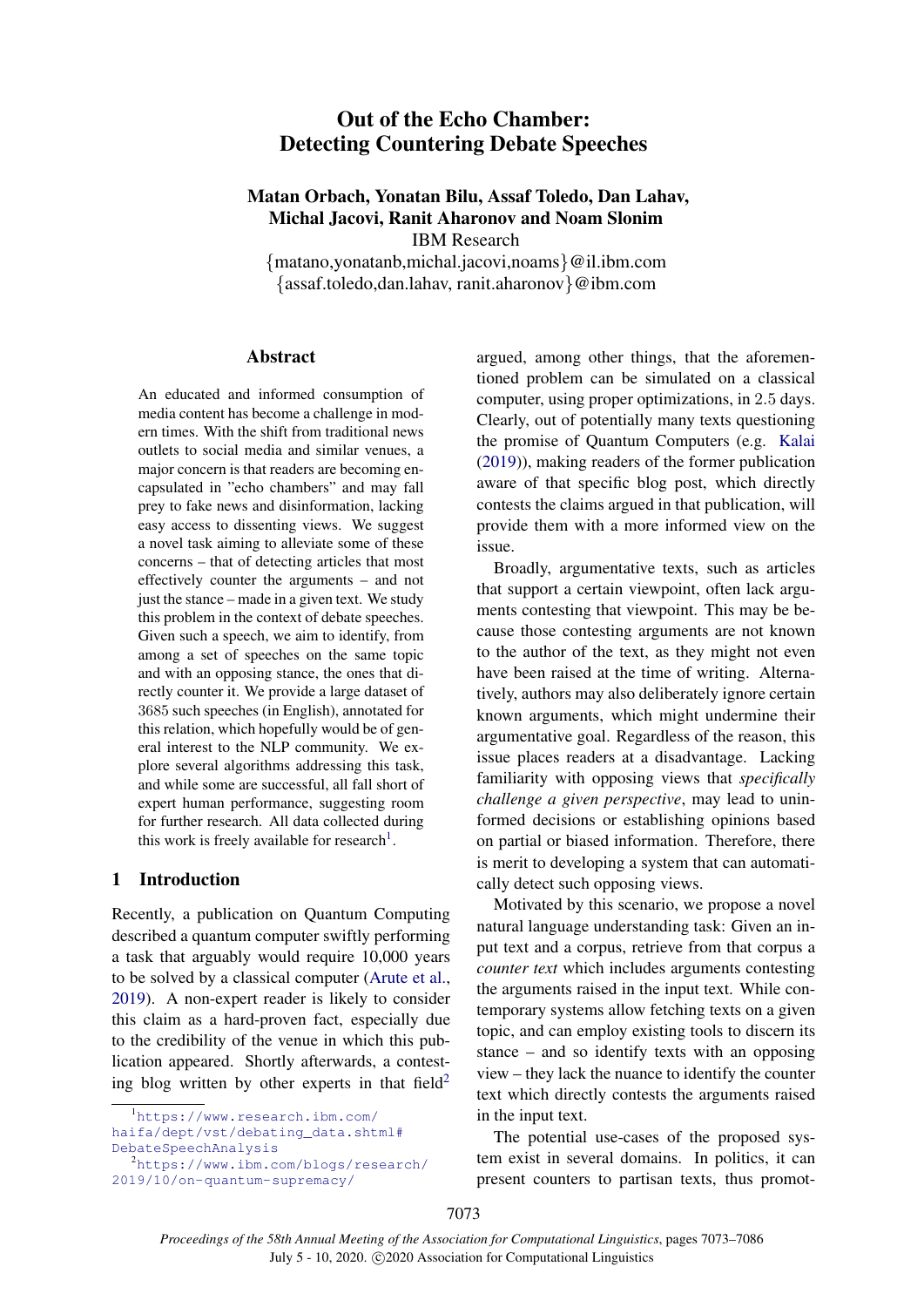# Out of the Echo Chamber: Detecting Countering Debate Speeches

**Matan Orbach, Yonatan Bilu, Assaf Toledo, Dan Lahav, Michal Jacovi, Ranit Aharonov and Noam Slonim**

IBM Research

{matano,yonatanb,michal.jacovi,noams}@il.ibm.com
{assaf.toledo,dan.lahav, ranit.aharonov}@ibm.com

## Abstract

An educated and informed consumption of media content has become a challenge in modern times. With the shift from traditional news outlets to social media and similar venues, a major concern is that readers are becoming encapsulated in "echo chambers" and may fall prey to fake news and disinformation, lacking easy access to dissenting views. We suggest a novel task aiming to alleviate some of these concerns – that of detecting articles that most effectively counter the arguments – and not just the stance – made in a given text. We study this problem in the context of debate speeches. Given such a speech, we aim to identify, from among a set of speeches on the same topic and with an opposing stance, the ones that directly counter it. We provide a large dataset of 3685 such speeches (in English), annotated for this relation, which hopefully would be of general interest to the NLP community. We explore several algorithms addressing this task, and while some are successful, all fall short of expert human performance, suggesting room for further research. All data collected during this work is freely available for research[1].

## 1 Introduction

Recently, a publication on Quantum Computing described a quantum computer swiftly performing a task that arguably would require 10,000 years to be solved by a classical computer (Arute et al., 2019). A non-expert reader is likely to consider this claim as a hard-proven fact, especially due to the credibility of the venue in which this publication appeared. Shortly afterwards, a contesting blog written by other experts in that field[2] argued, among other things, that the aforementioned problem can be simulated on a classical computer, using proper optimizations, in 2.5 days. Clearly, out of potentially many texts questioning the promise of Quantum Computers (e.g. Kalai (2019)), making readers of the former publication aware of that specific blog post, which directly contests the claims argued in that publication, will provide them with a more informed view on the issue.

Broadly, argumentative texts, such as articles that support a certain viewpoint, often lack arguments contesting that viewpoint. This may be because those contesting arguments are not known to the author of the text, as they might not even have been raised at the time of writing. Alternatively, authors may also deliberately ignore certain known arguments, which might undermine their argumentative goal. Regardless of the reason, this issue places readers at a disadvantage. Lacking familiarity with opposing views that *specifically challenge a given perspective*, may lead to uninformed decisions or establishing opinions based on partial or biased information. Therefore, there is merit to developing a system that can automatically detect such opposing views.

Motivated by this scenario, we propose a novel natural language understanding task: Given an input text and a corpus, retrieve from that corpus a *counter text* which includes arguments contesting the arguments raised in the input text. While contemporary systems allow fetching texts on a given topic, and can employ existing tools to discern its stance – and so identify texts with an opposing view – they lack the nuance to identify the counter text which directly contests the arguments raised in the input text.

The potential use-cases of the proposed system exist in several domains. In politics, it can present counters to partisan texts, thus promot-

[1] https://www.research.ibm.com/haifa/dept/vst/debating_data.shtml#DebateSpeechAnalysis

[2] https://www.ibm.com/blogs/research/2019/10/on-quantum-supremacy/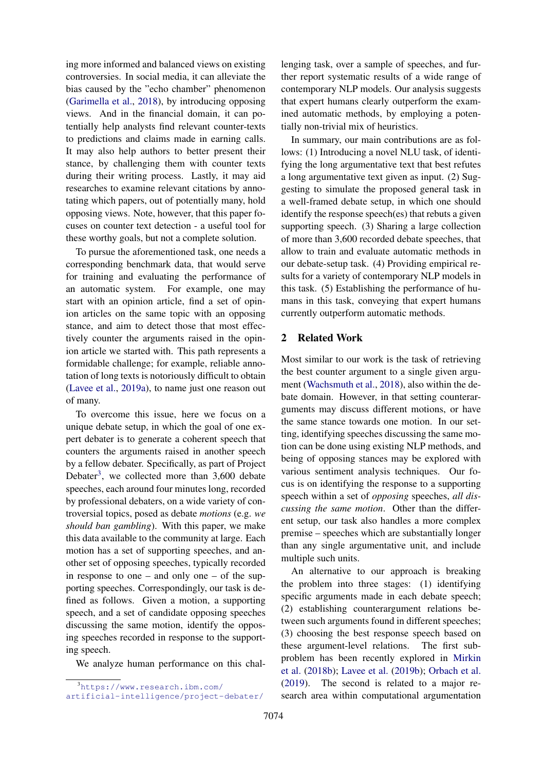ing more informed and balanced views on existing controversies. In social media, it can alleviate the bias caused by the "echo chamber" phenomenon (Garimella et al., 2018), by introducing opposing views. And in the financial domain, it can potentially help analysts find relevant counter-texts to predictions and claims made in earning calls. It may also help authors to better present their stance, by challenging them with counter texts during their writing process. Lastly, it may aid researches to examine relevant citations by annotating which papers, out of potentially many, hold opposing views. Note, however, that this paper focuses on counter text detection - a useful tool for these worthy goals, but not a complete solution.

To pursue the aforementioned task, one needs a corresponding benchmark data, that would serve for training and evaluating the performance of an automatic system. For example, one may start with an opinion article, find a set of opinion articles on the same topic with an opposing stance, and aim to detect those that most effectively counter the arguments raised in the opinion article we started with. This path represents a formidable challenge; for example, reliable annotation of long texts is notoriously difficult to obtain (Lavee et al., 2019a), to name just one reason out of many.

To overcome this issue, here we focus on a unique debate setup, in which the goal of one expert debater is to generate a coherent speech that counters the arguments raised in another speech by a fellow debater. Specifically, as part of Project Debater[3], we collected more than 3,600 debate speeches, each around four minutes long, recorded by professional debaters, on a wide variety of controversial topics, posed as debate *motions* (e.g. *we should ban gambling*). With this paper, we make this data available to the community at large. Each motion has a set of supporting speeches, and another set of opposing speeches, typically recorded in response to one – and only one – of the supporting speeches. Correspondingly, our task is defined as follows. Given a motion, a supporting speech, and a set of candidate opposing speeches discussing the same motion, identify the opposing speeches recorded in response to the supporting speech.

We analyze human performance on this challenging task, over a sample of speeches, and further report systematic results of a wide range of contemporary NLP models. Our analysis suggests that expert humans clearly outperform the examined automatic methods, by employing a potentially non-trivial mix of heuristics.

In summary, our main contributions are as follows: (1) Introducing a novel NLU task, of identifying the long argumentative text that best refutes a long argumentative text given as input. (2) Suggesting to simulate the proposed general task in a well-framed debate setup, in which one should identify the response speech(es) that rebuts a given supporting speech. (3) Sharing a large collection of more than 3,600 recorded debate speeches, that allow to train and evaluate automatic methods in our debate-setup task. (4) Providing empirical results for a variety of contemporary NLP models in this task. (5) Establishing the performance of humans in this task, conveying that expert humans currently outperform automatic methods.

## 2 Related Work

Most similar to our work is the task of retrieving the best counter argument to a single given argument (Wachsmuth et al., 2018), also within the debate domain. However, in that setting counterarguments may discuss different motions, or have the same stance towards one motion. In our setting, identifying speeches discussing the same motion can be done using existing NLP methods, and being of opposing stances may be explored with various sentiment analysis techniques. Our focus is on identifying the response to a supporting speech within a set of *opposing* speeches, *all discussing the same motion*. Other than the different setup, our task also handles a more complex premise – speeches which are substantially longer than any single argumentative unit, and include multiple such units.

An alternative to our approach is breaking the problem into three stages: (1) identifying specific arguments made in each debate speech; (2) establishing counterargument relations between such arguments found in different speeches; (3) choosing the best response speech based on these argument-level relations. The first subproblem has been recently explored in Mirkin et al. (2018b); Lavee et al. (2019b); Orbach et al. (2019). The second is related to a major research area within computational argumentation

[3] https://www.research.ibm.com/artificial-intelligence/project-debater/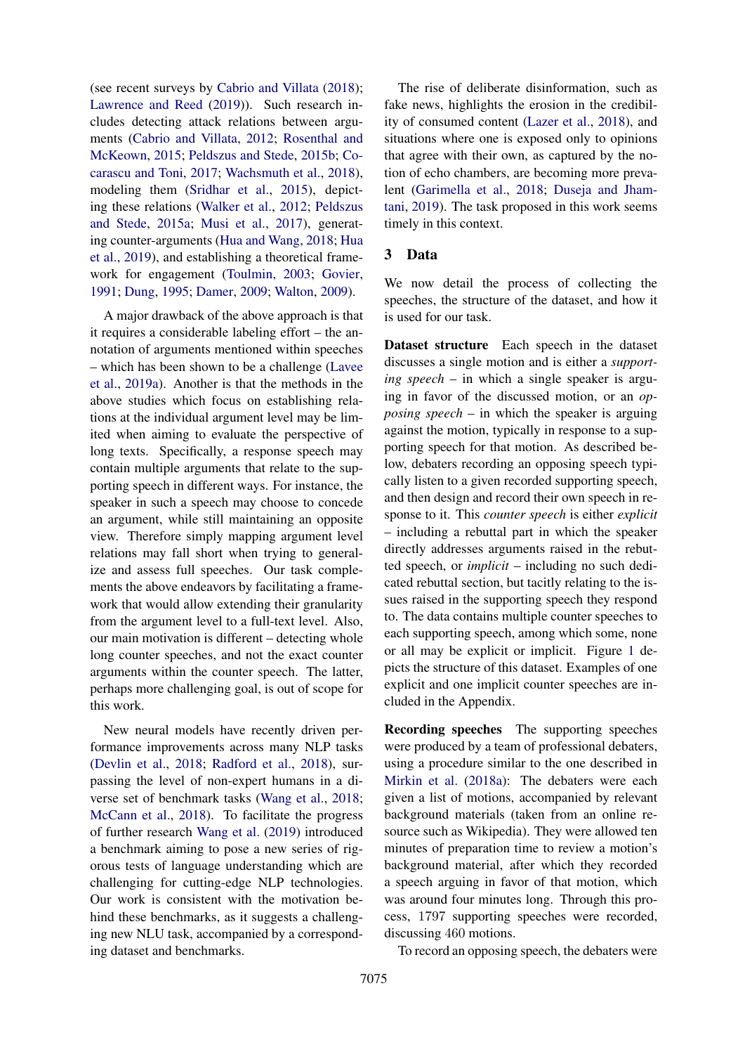(see recent surveys by Cabrio and Villata (2018); Lawrence and Reed (2019)). Such research includes detecting attack relations between arguments (Cabrio and Villata, 2012; Rosenthal and McKeown, 2015; Peldszus and Stede, 2015b; Cocarascu and Toni, 2017; Wachsmuth et al., 2018), modeling them (Sridhar et al., 2015), depicting these relations (Walker et al., 2012; Peldszus and Stede, 2015a; Musi et al., 2017), generating counter-arguments (Hua and Wang, 2018; Hua et al., 2019), and establishing a theoretical framework for engagement (Toulmin, 2003; Govier, 1991; Dung, 1995; Damer, 2009; Walton, 2009).

A major drawback of the above approach is that it requires a considerable labeling effort – the annotation of arguments mentioned within speeches – which has been shown to be a challenge (Lavee et al., 2019a). Another is that the methods in the above studies which focus on establishing relations at the individual argument level may be limited when aiming to evaluate the perspective of long texts. Specifically, a response speech may contain multiple arguments that relate to the supporting speech in different ways. For instance, the speaker in such a speech may choose to concede an argument, while still maintaining an opposite view. Therefore simply mapping argument level relations may fall short when trying to generalize and assess full speeches. Our task complements the above endeavors by facilitating a framework that would allow extending their granularity from the argument level to a full-text level. Also, our main motivation is different – detecting whole long counter speeches, and not the exact counter arguments within the counter speech. The latter, perhaps more challenging goal, is out of scope for this work.

New neural models have recently driven performance improvements across many NLP tasks (Devlin et al., 2018; Radford et al., 2018), surpassing the level of non-expert humans in a diverse set of benchmark tasks (Wang et al., 2018; McCann et al., 2018). To facilitate the progress of further research Wang et al. (2019) introduced a benchmark aiming to pose a new series of rigorous tests of language understanding which are challenging for cutting-edge NLP technologies. Our work is consistent with the motivation behind these benchmarks, as it suggests a challenging new NLU task, accompanied by a corresponding dataset and benchmarks.

The rise of deliberate disinformation, such as fake news, highlights the erosion in the credibility of consumed content (Lazer et al., 2018), and situations where one is exposed only to opinions that agree with their own, as captured by the notion of echo chambers, are becoming more prevalent (Garimella et al., 2018; Duseja and Jhamtani, 2019). The task proposed in this work seems timely in this context.

## 3 Data

We now detail the process of collecting the speeches, the structure of the dataset, and how it is used for our task.

**Dataset structure** Each speech in the dataset discusses a single motion and is either a *supporting speech* – in which a single speaker is arguing in favor of the discussed motion, or an *opposing speech* – in which the speaker is arguing against the motion, typically in response to a supporting speech for that motion. As described below, debaters recording an opposing speech typically listen to a given recorded supporting speech, and then design and record their own speech in response to it. This *counter speech* is either *explicit* – including a rebuttal part in which the speaker directly addresses arguments raised in the rebutted speech, or *implicit* – including no such dedicated rebuttal section, but tacitly relating to the issues raised in the supporting speech they respond to. The data contains multiple counter speeches to each supporting speech, among which some, none or all may be explicit or implicit. Figure 1 depicts the structure of this dataset. Examples of one explicit and one implicit counter speeches are included in the Appendix.

**Recording speeches** The supporting speeches were produced by a team of professional debaters, using a procedure similar to the one described in Mirkin et al. (2018a): The debaters were each given a list of motions, accompanied by relevant background materials (taken from an online resource such as Wikipedia). They were allowed ten minutes of preparation time to review a motion's background material, after which they recorded a speech arguing in favor of that motion, which was around four minutes long. Through this process, 1797 supporting speeches were recorded, discussing 460 motions.

To record an opposing speech, the debaters were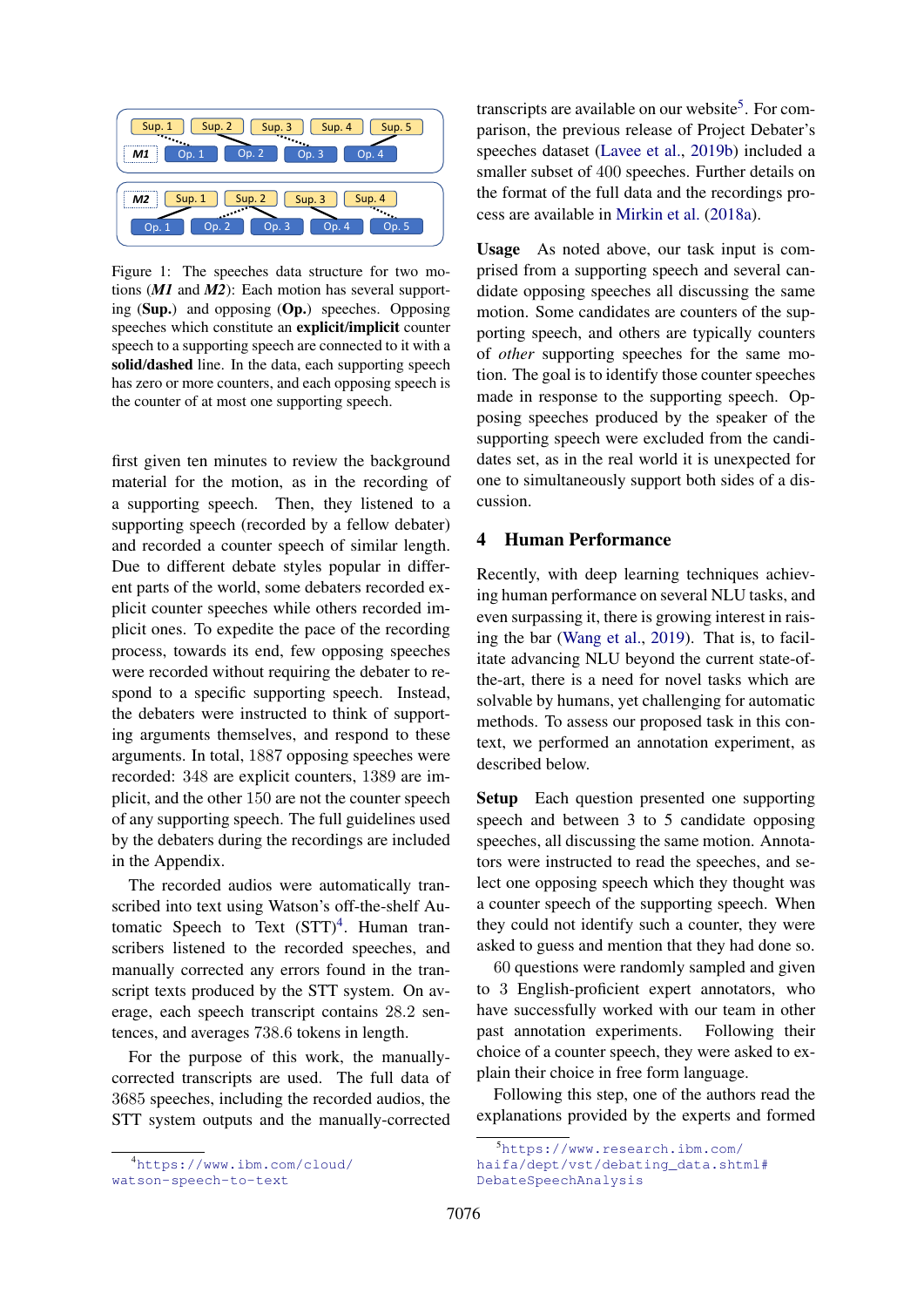Figure 1: The speeches data structure for two motions (***M1*** and ***M2***): Each motion has several supporting (**Sup.**) and opposing (**Op.**) speeches. Opposing speeches which constitute an **explicit/implicit** counter speech to a supporting speech are connected to it with a **solid/dashed** line. In the data, each supporting speech has zero or more counters, and each opposing speech is the counter of at most one supporting speech.

first given ten minutes to review the background material for the motion, as in the recording of a supporting speech. Then, they listened to a supporting speech (recorded by a fellow debater) and recorded a counter speech of similar length. Due to different debate styles popular in different parts of the world, some debaters recorded explicit counter speeches while others recorded implicit ones. To expedite the pace of the recording process, towards its end, few opposing speeches were recorded without requiring the debater to respond to a specific supporting speech. Instead, the debaters were instructed to think of supporting arguments themselves, and respond to these arguments. In total, 1887 opposing speeches were recorded: 348 are explicit counters, 1389 are implicit, and the other 150 are not the counter speech of any supporting speech. The full guidelines used by the debaters during the recordings are included in the Appendix.

The recorded audios were automatically transcribed into text using Watson's off-the-shelf Automatic Speech to Text (STT)[4]. Human transcribers listened to the recorded speeches, and manually corrected any errors found in the transcript texts produced by the STT system. On average, each speech transcript contains 28.2 sentences, and averages 738.6 tokens in length.

For the purpose of this work, the manually-corrected transcripts are used. The full data of 3685 speeches, including the recorded audios, the STT system outputs and the manually-corrected transcripts are available on our website[5]. For comparison, the previous release of Project Debater's speeches dataset (Lavee et al., 2019b) included a smaller subset of 400 speeches. Further details on the format of the full data and the recordings process are available in Mirkin et al. (2018a).

**Usage** As noted above, our task input is comprised from a supporting speech and several candidate opposing speeches all discussing the same motion. Some candidates are counters of the supporting speech, and others are typically counters of *other* supporting speeches for the same motion. The goal is to identify those counter speeches made in response to the supporting speech. Opposing speeches produced by the speaker of the supporting speech were excluded from the candidates set, as in the real world it is unexpected for one to simultaneously support both sides of a discussion.

## 4 Human Performance

Recently, with deep learning techniques achieving human performance on several NLU tasks, and even surpassing it, there is growing interest in raising the bar (Wang et al., 2019). That is, to facilitate advancing NLU beyond the current state-of-the-art, there is a need for novel tasks which are solvable by humans, yet challenging for automatic methods. To assess our proposed task in this context, we performed an annotation experiment, as described below.

**Setup** Each question presented one supporting speech and between 3 to 5 candidate opposing speeches, all discussing the same motion. Annotators were instructed to read the speeches, and select one opposing speech which they thought was a counter speech of the supporting speech. When they could not identify such a counter, they were asked to guess and mention that they had done so.

60 questions were randomly sampled and given to 3 English-proficient expert annotators, who have successfully worked with our team in other past annotation experiments. Following their choice of a counter speech, they were asked to explain their choice in free form language.

Following this step, one of the authors read the explanations provided by the experts and formed

[4] https://www.ibm.com/cloud/watson-speech-to-text

[5] https://www.research.ibm.com/haifa/dept/vst/debating_data.shtml#DebateSpeechAnalysis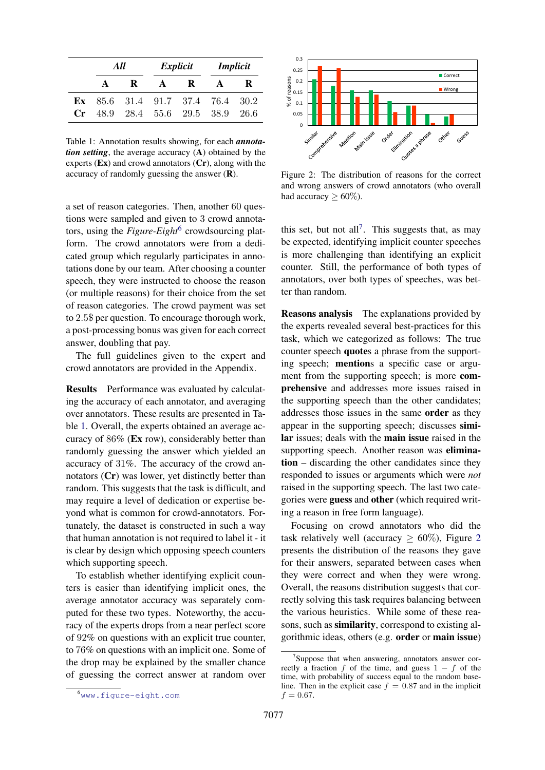| | *All* | | *Explicit* | | *Implicit* | |
|---|---|---|---|---|---|---|
| | **A** | **R** | **A** | **R** | **A** | **R** |
| **Ex** | 85.6 | 31.4 | 91.7 | 37.4 | 76.4 | 30.2 |
| **Cr** | 48.9 | 28.4 | 55.6 | 29.5 | 38.9 | 26.6 |

Table 1: Annotation results showing, for each ***annotation setting***, the average accuracy (**A**) obtained by the experts (**Ex**) and crowd annotators (**Cr**), along with the accuracy of randomly guessing the answer (**R**).

a set of reason categories. Then, another 60 questions were sampled and given to 3 crowd annotators, using the *Figure-Eight*[6] crowdsourcing platform. The crowd annotators were from a dedicated group which regularly participates in annotations done by our team. After choosing a counter speech, they were instructed to choose the reason (or multiple reasons) for their choice from the set of reason categories. The crowd payment was set to 2.5$ per question. To encourage thorough work, a post-processing bonus was given for each correct answer, doubling that pay.

The full guidelines given to the expert and crowd annotators are provided in the Appendix.

**Results** Performance was evaluated by calculating the accuracy of each annotator, and averaging over annotators. These results are presented in Table 1. Overall, the experts obtained an average accuracy of 86% (**Ex** row), considerably better than randomly guessing the answer which yielded an accuracy of 31%. The accuracy of the crowd annotators (**Cr**) was lower, yet distinctly better than random. This suggests that the task is difficult, and may require a level of dedication or expertise beyond what is common for crowd-annotators. Fortunately, the dataset is constructed in such a way that human annotation is not required to label it - it is clear by design which opposing speech counters which supporting speech.

To establish whether identifying explicit counters is easier than identifying implicit ones, the average annotator accuracy was separately computed for these two types. Noteworthy, the accuracy of the experts drops from a near perfect score of 92% on questions with an explicit true counter, to 76% on questions with an implicit one. Some of the drop may be explained by the smaller chance of guessing the correct answer at random over this set, but not all[7]. This suggests that, as may be expected, identifying implicit counter speeches is more challenging than identifying an explicit counter. Still, the performance of both types of annotators, over both types of speeches, was better than random.

Figure 2: The distribution of reasons for the correct and wrong answers of crowd annotators (who overall had accuracy $\geq 60\%$).

**Reasons analysis** The explanations provided by the experts revealed several best-practices for this task, which we categorized as follows: The true counter speech **quote**s a phrase from the supporting speech; **mention**s a specific case or argument from the supporting speech; is more **comprehensive** and addresses more issues raised in the supporting speech than the other candidates; addresses those issues in the same **order** as they appear in the supporting speech; discusses **similar** issues; deals with the **main issue** raised in the supporting speech. Another reason was **elimination** – discarding the other candidates since they responded to issues or arguments which were *not* raised in the supporting speech. The last two categories were **guess** and **other** (which required writing a reason in free form language).

Focusing on crowd annotators who did the task relatively well (accuracy $\geq 60\%$), Figure 2 presents the distribution of the reasons they gave for their answers, separated between cases when they were correct and when they were wrong. Overall, the reasons distribution suggests that correctly solving this task requires balancing between the various heuristics. While some of these reasons, such as **similarity**, correspond to existing algorithmic ideas, others (e.g. **order** or **main issue**)

[6] www.figure-eight.com

[7] Suppose that when answering, annotators answer correctly a fraction $f$ of the time, and guess $1-f$ of the time, with probability of success equal to the random baseline. Then in the explicit case $f = 0.87$ and in the implicit $f = 0.67$.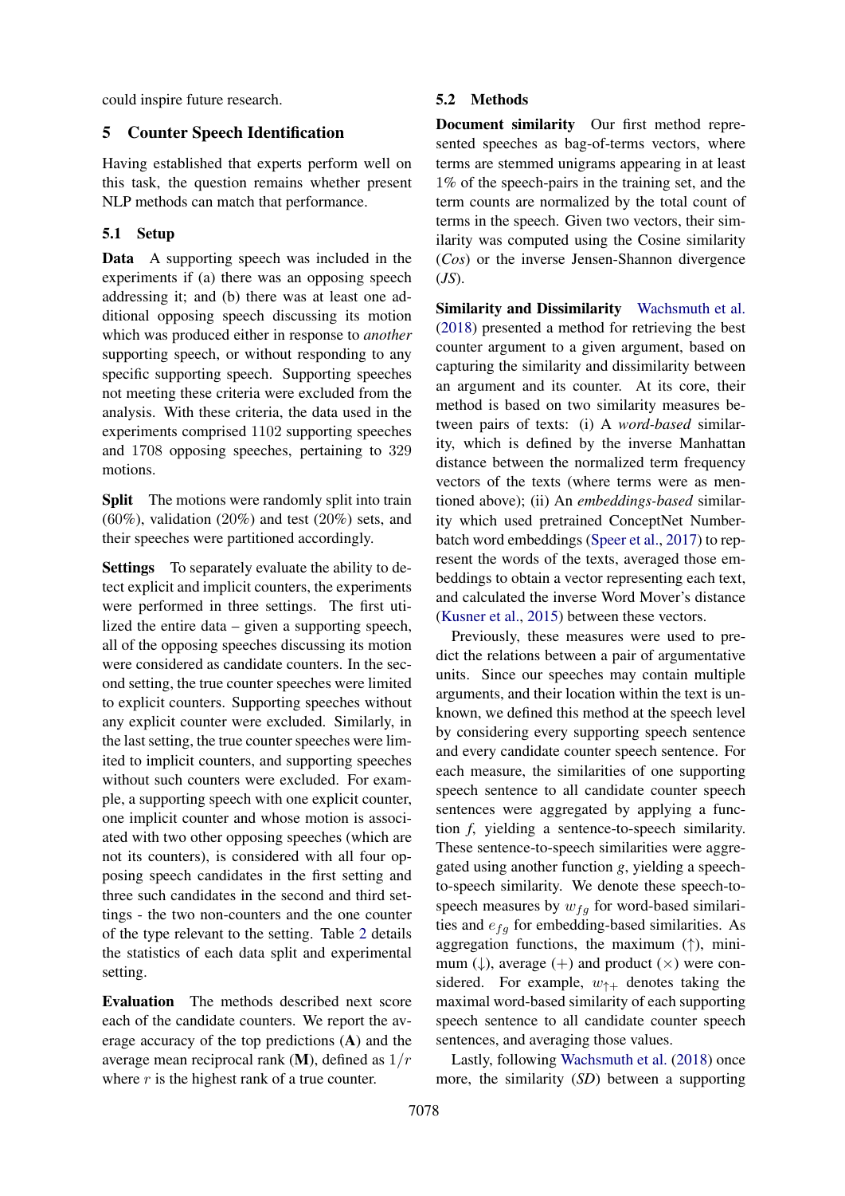could inspire future research.

## 5 Counter Speech Identification

Having established that experts perform well on this task, the question remains whether present NLP methods can match that performance.

### 5.1 Setup

**Data** A supporting speech was included in the experiments if (a) there was an opposing speech addressing it; and (b) there was at least one additional opposing speech discussing its motion which was produced either in response to *another* supporting speech, or without responding to any specific supporting speech. Supporting speeches not meeting these criteria were excluded from the analysis. With these criteria, the data used in the experiments comprised 1102 supporting speeches and 1708 opposing speeches, pertaining to 329 motions.

**Split** The motions were randomly split into train (60%), validation (20%) and test (20%) sets, and their speeches were partitioned accordingly.

**Settings** To separately evaluate the ability to detect explicit and implicit counters, the experiments were performed in three settings. The first utilized the entire data – given a supporting speech, all of the opposing speeches discussing its motion were considered as candidate counters. In the second setting, the true counter speeches were limited to explicit counters. Supporting speeches without any explicit counter were excluded. Similarly, in the last setting, the true counter speeches were limited to implicit counters, and supporting speeches without such counters were excluded. For example, a supporting speech with one explicit counter, one implicit counter and whose motion is associated with two other opposing speeches (which are not its counters), is considered with all four opposing speech candidates in the first setting and three such candidates in the second and third settings - the two non-counters and the one counter of the type relevant to the setting. Table 2 details the statistics of each data split and experimental setting.

**Evaluation** The methods described next score each of the candidate counters. We report the average accuracy of the top predictions (**A**) and the average mean reciprocal rank (**M**), defined as $1/r$ where $r$ is the highest rank of a true counter.

### 5.2 Methods

**Document similarity** Our first method represented speeches as bag-of-terms vectors, where terms are stemmed unigrams appearing in at least 1% of the speech-pairs in the training set, and the term counts are normalized by the total count of terms in the speech. Given two vectors, their similarity was computed using the Cosine similarity (*Cos*) or the inverse Jensen-Shannon divergence (*JS*).

**Similarity and Dissimilarity** Wachsmuth et al. (2018) presented a method for retrieving the best counter argument to a given argument, based on capturing the similarity and dissimilarity between an argument and its counter. At its core, their method is based on two similarity measures between pairs of texts: (i) A *word-based* similarity, which is defined by the inverse Manhattan distance between the normalized term frequency vectors of the texts (where terms were as mentioned above); (ii) An *embeddings-based* similarity which used pretrained ConceptNet Numberbatch word embeddings (Speer et al., 2017) to represent the words of the texts, averaged those embeddings to obtain a vector representing each text, and calculated the inverse Word Mover's distance (Kusner et al., 2015) between these vectors.

Previously, these measures were used to predict the relations between a pair of argumentative units. Since our speeches may contain multiple arguments, and their location within the text is unknown, we defined this method at the speech level by considering every supporting speech sentence and every candidate counter speech sentence. For each measure, the similarities of one supporting speech sentence to all candidate counter speech sentences were aggregated by applying a function *f*, yielding a sentence-to-speech similarity. These sentence-to-speech similarities were aggregated using another function *g*, yielding a speech-to-speech similarity. We denote these speech-to-speech measures by $w_{fg}$ for word-based similarities and $e_{fg}$ for embedding-based similarities. As aggregation functions, the maximum (↑), minimum (↓), average (+) and product (×) were considered. For example, $w_{\uparrow+}$ denotes taking the maximal word-based similarity of each supporting speech sentence to all candidate counter speech sentences, and averaging those values.

Lastly, following Wachsmuth et al. (2018) once more, the similarity (*SD*) between a supporting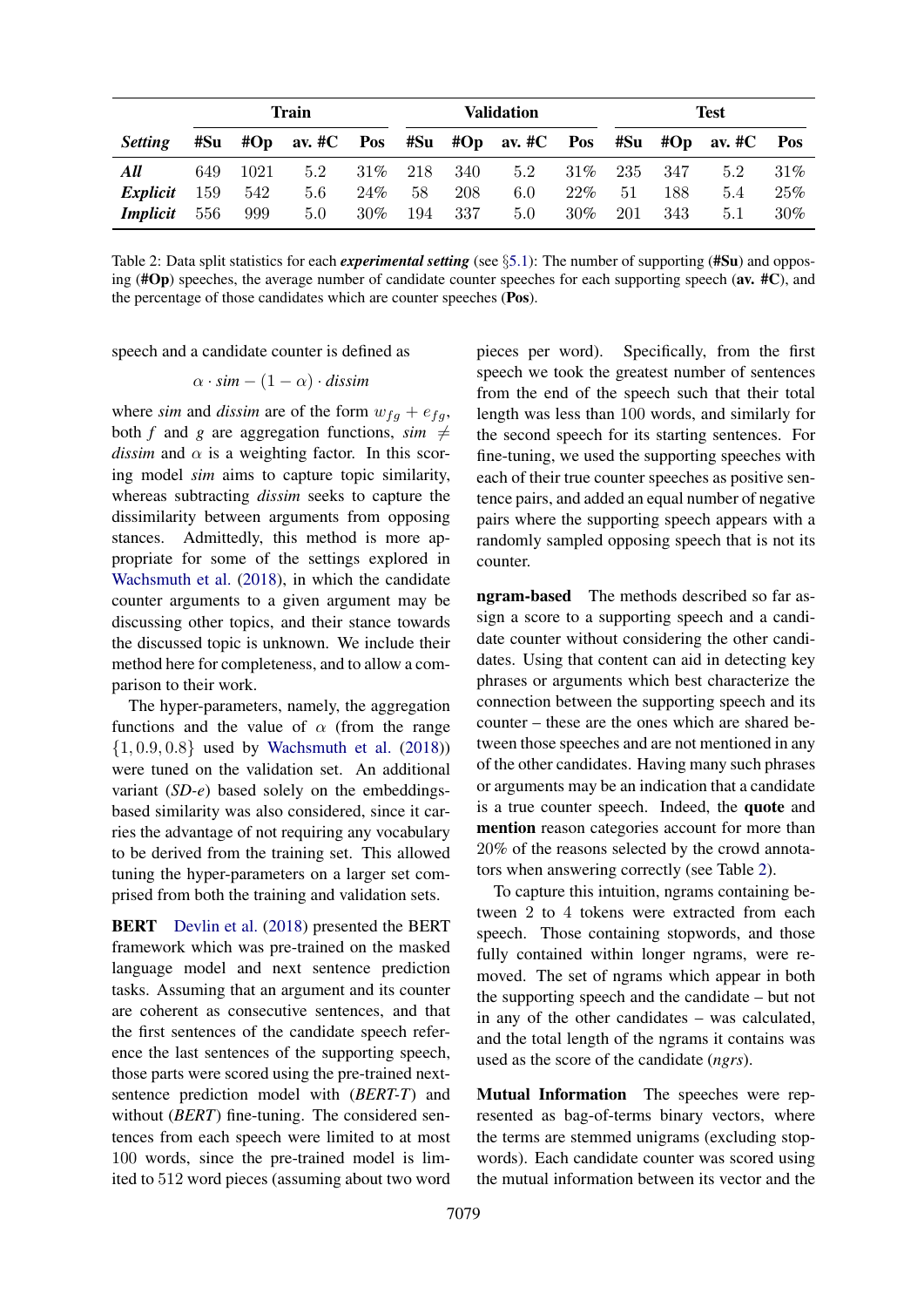| *Setting* | Train | | | | Validation | | | | Test | | | |
|---|---|---|---|---|---|---|---|---|---|---|---|---|
| | #Su | #Op | av. #C | Pos | #Su | #Op | av. #C | Pos | #Su | #Op | av. #C | Pos |
| ***All*** | 649 | 1021 | 5.2 | 31% | 218 | 340 | 5.2 | 31% | 235 | 347 | 5.2 | 31% |
| ***Explicit*** | 159 | 542 | 5.6 | 24% | 58 | 208 | 6.0 | 22% | 51 | 188 | 5.4 | 25% |
| ***Implicit*** | 556 | 999 | 5.0 | 30% | 194 | 337 | 5.0 | 30% | 201 | 343 | 5.1 | 30% |

Table 2: Data split statistics for each ***experimental setting*** (see §5.1): The number of supporting (**#Su**) and opposing (**#Op**) speeches, the average number of candidate counter speeches for each supporting speech (**av. #C**), and the percentage of those candidates which are counter speeches (**Pos**).

speech and a candidate counter is defined as

$$\alpha \cdot \textit{sim} - (1 - \alpha) \cdot \textit{dissim}$$

where *sim* and *dissim* are of the form $w_{fg} + e_{fg}$, both $f$ and $g$ are aggregation functions, $\textit{sim} \neq \textit{dissim}$ and $\alpha$ is a weighting factor. In this scoring model *sim* aims to capture topic similarity, whereas subtracting *dissim* seeks to capture the dissimilarity between arguments from opposing stances. Admittedly, this method is more appropriate for some of the settings explored in Wachsmuth et al. (2018), in which the candidate counter arguments to a given argument may be discussing other topics, and their stance towards the discussed topic is unknown. We include their method here for completeness, and to allow a comparison to their work.

The hyper-parameters, namely, the aggregation functions and the value of $\alpha$ (from the range $\{1, 0.9, 0.8\}$ used by Wachsmuth et al. (2018)) were tuned on the validation set. An additional variant (*SD-e*) based solely on the embeddings-based similarity was also considered, since it carries the advantage of not requiring any vocabulary to be derived from the training set. This allowed tuning the hyper-parameters on a larger set comprised from both the training and validation sets.

**BERT** Devlin et al. (2018) presented the BERT framework which was pre-trained on the masked language model and next sentence prediction tasks. Assuming that an argument and its counter are coherent as consecutive sentences, and that the first sentences of the candidate speech reference the last sentences of the supporting speech, those parts were scored using the pre-trained next-sentence prediction model with (*BERT-T*) and without (*BERT*) fine-tuning. The considered sentences from each speech were limited to at most 100 words, since the pre-trained model is limited to 512 word pieces (assuming about two word pieces per word). Specifically, from the first speech we took the greatest number of sentences from the end of the speech such that their total length was less than 100 words, and similarly for the second speech for its starting sentences. For fine-tuning, we used the supporting speeches with each of their true counter speeches as positive sentence pairs, and added an equal number of negative pairs where the supporting speech appears with a randomly sampled opposing speech that is not its counter.

**ngram-based** The methods described so far assign a score to a supporting speech and a candidate counter without considering the other candidates. Using that content can aid in detecting key phrases or arguments which best characterize the connection between the supporting speech and its counter – these are the ones which are shared between those speeches and are not mentioned in any of the other candidates. Having many such phrases or arguments may be an indication that a candidate is a true counter speech. Indeed, the **quote** and **mention** reason categories account for more than 20% of the reasons selected by the crowd annotators when answering correctly (see Table 2).

To capture this intuition, ngrams containing between 2 to 4 tokens were extracted from each speech. Those containing stopwords, and those fully contained within longer ngrams, were removed. The set of ngrams which appear in both the supporting speech and the candidate – but not in any of the other candidates – was calculated, and the total length of the ngrams it contains was used as the score of the candidate (*ngrs*).

**Mutual Information** The speeches were represented as bag-of-terms binary vectors, where the terms are stemmed unigrams (excluding stopwords). Each candidate counter was scored using the mutual information between its vector and the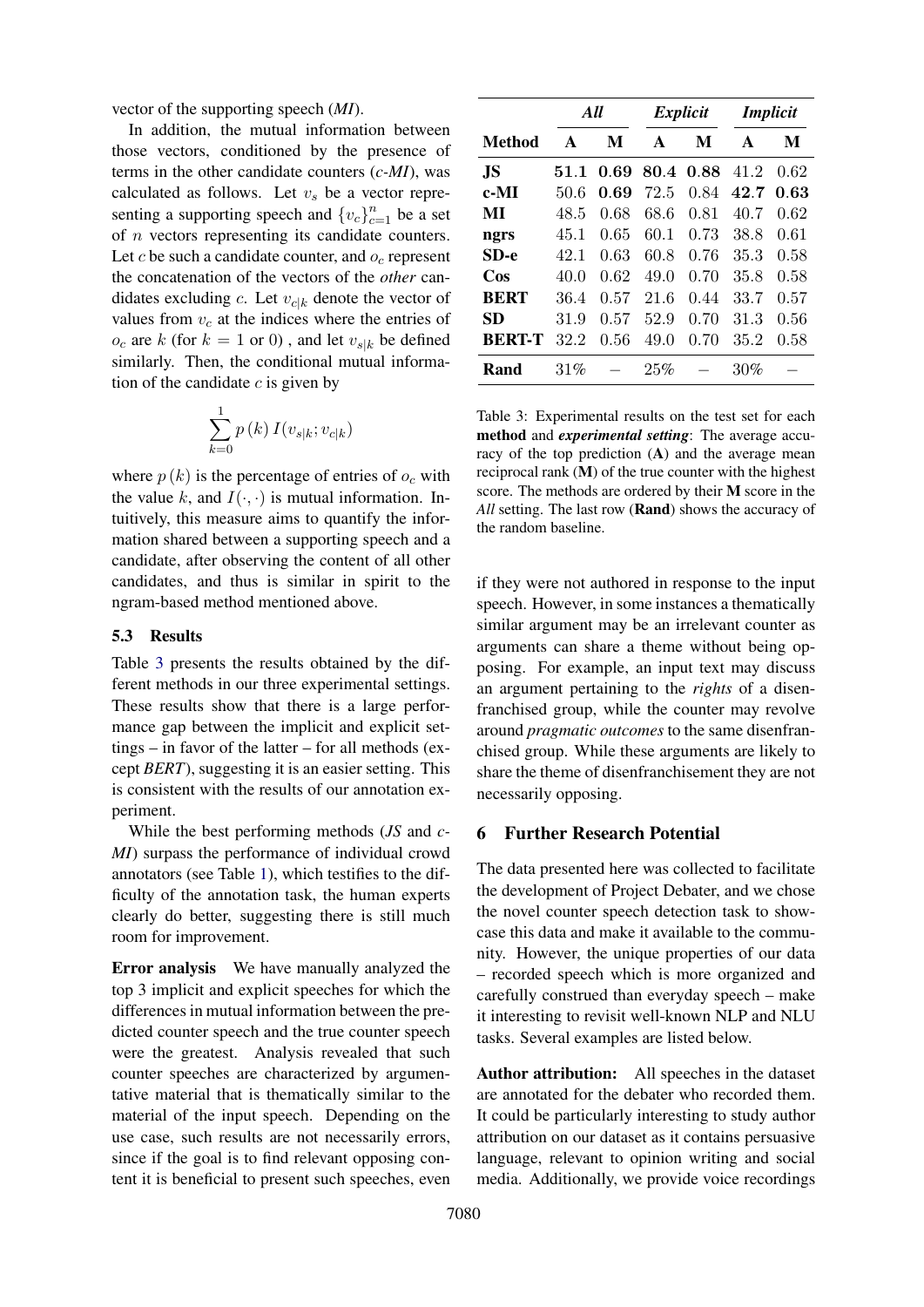vector of the supporting speech (*MI*).

In addition, the mutual information between those vectors, conditioned by the presence of terms in the other candidate counters (*c-MI*), was calculated as follows. Let $v_s$ be a vector representing a supporting speech and $\{v_c\}_{c=1}^{n}$ be a set of $n$ vectors representing its candidate counters. Let $c$ be such a candidate counter, and $o_c$ represent the concatenation of the vectors of the *other* candidates excluding $c$. Let $v_{c|k}$ denote the vector of values from $v_c$ at the indices where the entries of $o_c$ are $k$ (for $k = 1$ or 0) , and let $v_{s|k}$ be defined similarly. Then, the conditional mutual information of the candidate $c$ is given by

$$\sum_{k=0}^{1} p(k)\, I(v_{s|k}; v_{c|k})$$

where $p(k)$ is the percentage of entries of $o_c$ with the value $k$, and $I(\cdot, \cdot)$ is mutual information. Intuitively, this measure aims to quantify the information shared between a supporting speech and a candidate, after observing the content of all other candidates, and thus is similar in spirit to the ngram-based method mentioned above.

### 5.3 Results

Table 3 presents the results obtained by the different methods in our three experimental settings. These results show that there is a large performance gap between the implicit and explicit settings – in favor of the latter – for all methods (except *BERT*), suggesting it is an easier setting. This is consistent with the results of our annotation experiment.

While the best performing methods (*JS* and *c-MI*) surpass the performance of individual crowd annotators (see Table 1), which testifies to the difficulty of the annotation task, the human experts clearly do better, suggesting there is still much room for improvement.

**Error analysis** We have manually analyzed the top 3 implicit and explicit speeches for which the differences in mutual information between the predicted counter speech and the true counter speech were the greatest. Analysis revealed that such counter speeches are characterized by argumentative material that is thematically similar to the material of the input speech. Depending on the use case, such results are not necessarily errors, since if the goal is to find relevant opposing content it is beneficial to present such speeches, even if they were not authored in response to the input speech. However, in some instances a thematically similar argument may be an irrelevant counter as arguments can share a theme without being opposing. For example, an input text may discuss an argument pertaining to the *rights* of a disenfranchised group, while the counter may revolve around *pragmatic outcomes* to the same disenfranchised group. While these arguments are likely to share the theme of disenfranchisement they are not necessarily opposing.

| | ***All*** | | ***Explicit*** | | ***Implicit*** | |
|---|---|---|---|---|---|---|
| **Method** | **A** | **M** | **A** | **M** | **A** | **M** |
| **JS** | **51.1** | **0.69** | **80.4** | **0.88** | 41.2 | 0.62 |
| **c-MI** | 50.6 | **0.69** | 72.5 | 0.84 | **42.7** | **0.63** |
| **MI** | 48.5 | 0.68 | 68.6 | 0.81 | 40.7 | 0.62 |
| **ngrs** | 45.1 | 0.65 | 60.1 | 0.73 | 38.8 | 0.61 |
| **SD-e** | 42.1 | 0.63 | 60.8 | 0.76 | 35.3 | 0.58 |
| **Cos** | 40.0 | 0.62 | 49.0 | 0.70 | 35.8 | 0.58 |
| **BERT** | 36.4 | 0.57 | 21.6 | 0.44 | 33.7 | 0.57 |
| **SD** | 31.9 | 0.57 | 52.9 | 0.70 | 31.3 | 0.56 |
| **BERT-T** | 32.2 | 0.56 | 49.0 | 0.70 | 35.2 | 0.58 |
| **Rand** | 31% | – | 25% | – | 30% | – |

Table 3: Experimental results on the test set for each **method** and ***experimental setting***: The average accuracy of the top prediction (**A**) and the average mean reciprocal rank (**M**) of the true counter with the highest score. The methods are ordered by their **M** score in the *All* setting. The last row (**Rand**) shows the accuracy of the random baseline.

## 6 Further Research Potential

The data presented here was collected to facilitate the development of Project Debater, and we chose the novel counter speech detection task to showcase this data and make it available to the community. However, the unique properties of our data – recorded speech which is more organized and carefully construed than everyday speech – make it interesting to revisit well-known NLP and NLU tasks. Several examples are listed below.

**Author attribution:** All speeches in the dataset are annotated for the debater who recorded them. It could be particularly interesting to study author attribution on our dataset as it contains persuasive language, relevant to opinion writing and social media. Additionally, we provide voice recordings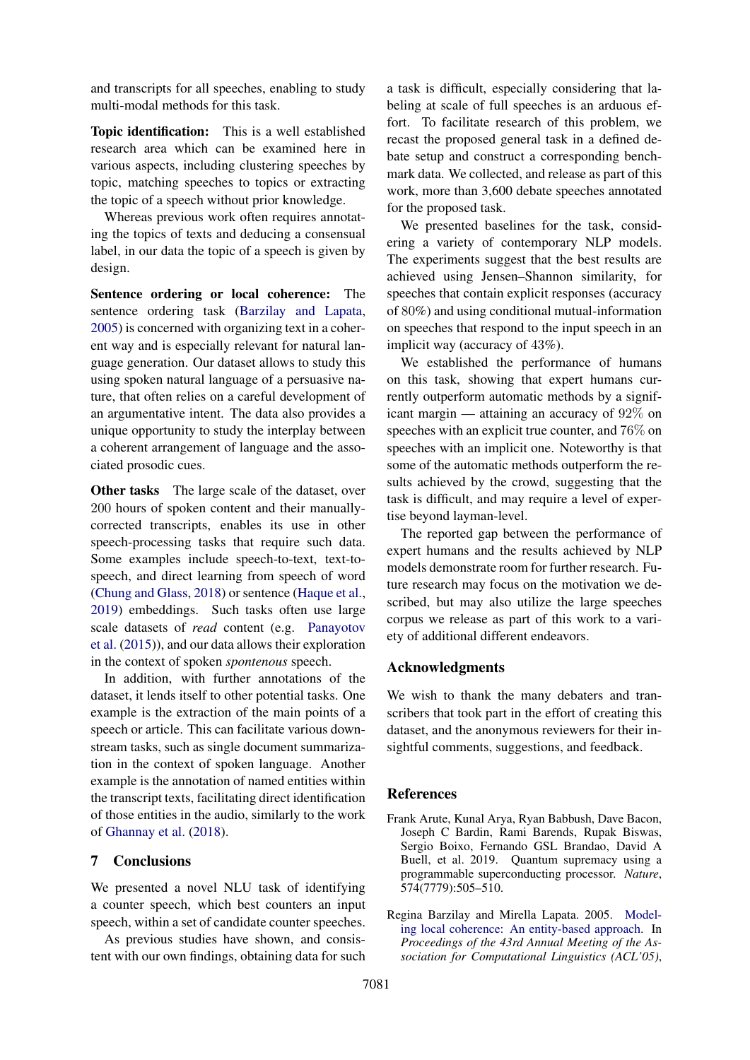and transcripts for all speeches, enabling to study multi-modal methods for this task.

**Topic identification:** This is a well established research area which can be examined here in various aspects, including clustering speeches by topic, matching speeches to topics or extracting the topic of a speech without prior knowledge.

Whereas previous work often requires annotating the topics of texts and deducing a consensual label, in our data the topic of a speech is given by design.

**Sentence ordering or local coherence:** The sentence ordering task (Barzilay and Lapata, 2005) is concerned with organizing text in a coherent way and is especially relevant for natural language generation. Our dataset allows to study this using spoken natural language of a persuasive nature, that often relies on a careful development of an argumentative intent. The data also provides a unique opportunity to study the interplay between a coherent arrangement of language and the associated prosodic cues.

**Other tasks** The large scale of the dataset, over 200 hours of spoken content and their manually-corrected transcripts, enables its use in other speech-processing tasks that require such data. Some examples include speech-to-text, text-to-speech, and direct learning from speech of word (Chung and Glass, 2018) or sentence (Haque et al., 2019) embeddings. Such tasks often use large scale datasets of *read* content (e.g. Panayotov et al. (2015)), and our data allows their exploration in the context of spoken *spontenous* speech.

In addition, with further annotations of the dataset, it lends itself to other potential tasks. One example is the extraction of the main points of a speech or article. This can facilitate various downstream tasks, such as single document summarization in the context of spoken language. Another example is the annotation of named entities within the transcript texts, facilitating direct identification of those entities in the audio, similarly to the work of Ghannay et al. (2018).

## 7 Conclusions

We presented a novel NLU task of identifying a counter speech, which best counters an input speech, within a set of candidate counter speeches.

As previous studies have shown, and consistent with our own findings, obtaining data for such a task is difficult, especially considering that labeling at scale of full speeches is an arduous effort. To facilitate research of this problem, we recast the proposed general task in a defined debate setup and construct a corresponding benchmark data. We collected, and release as part of this work, more than 3,600 debate speeches annotated for the proposed task.

We presented baselines for the task, considering a variety of contemporary NLP models. The experiments suggest that the best results are achieved using Jensen–Shannon similarity, for speeches that contain explicit responses (accuracy of 80%) and using conditional mutual-information on speeches that respond to the input speech in an implicit way (accuracy of 43%).

We established the performance of humans on this task, showing that expert humans currently outperform automatic methods by a significant margin — attaining an accuracy of 92% on speeches with an explicit true counter, and 76% on speeches with an implicit one. Noteworthy is that some of the automatic methods outperform the results achieved by the crowd, suggesting that the task is difficult, and may require a level of expertise beyond layman-level.

The reported gap between the performance of expert humans and the results achieved by NLP models demonstrate room for further research. Future research may focus on the motivation we described, but may also utilize the large speeches corpus we release as part of this work to a variety of additional different endeavors.

## Acknowledgments

We wish to thank the many debaters and transcribers that took part in the effort of creating this dataset, and the anonymous reviewers for their insightful comments, suggestions, and feedback.

## References

Frank Arute, Kunal Arya, Ryan Babbush, Dave Bacon, Joseph C Bardin, Rami Barends, Rupak Biswas, Sergio Boixo, Fernando GSL Brandao, David A Buell, et al. 2019. Quantum supremacy using a programmable superconducting processor. *Nature*, 574(7779):505–510.

Regina Barzilay and Mirella Lapata. 2005. Modeling local coherence: An entity-based approach. In *Proceedings of the 43rd Annual Meeting of the Association for Computational Linguistics (ACL'05)*,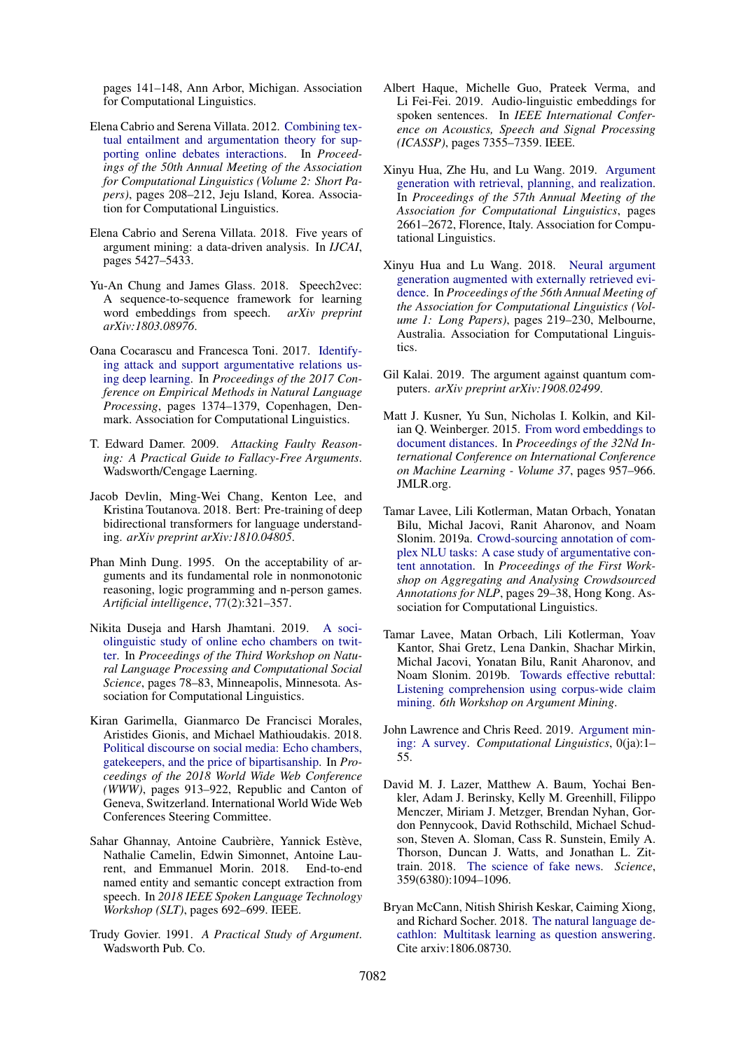pages 141–148, Ann Arbor, Michigan. Association for Computational Linguistics.

Elena Cabrio and Serena Villata. 2012. Combining textual entailment and argumentation theory for supporting online debates interactions. In *Proceedings of the 50th Annual Meeting of the Association for Computational Linguistics (Volume 2: Short Papers)*, pages 208–212, Jeju Island, Korea. Association for Computational Linguistics.

Elena Cabrio and Serena Villata. 2018. Five years of argument mining: a data-driven analysis. In *IJCAI*, pages 5427–5433.

Yu-An Chung and James Glass. 2018. Speech2vec: A sequence-to-sequence framework for learning word embeddings from speech. *arXiv preprint arXiv:1803.08976*.

Oana Cocarascu and Francesca Toni. 2017. Identifying attack and support argumentative relations using deep learning. In *Proceedings of the 2017 Conference on Empirical Methods in Natural Language Processing*, pages 1374–1379, Copenhagen, Denmark. Association for Computational Linguistics.

T. Edward Damer. 2009. *Attacking Faulty Reasoning: A Practical Guide to Fallacy-Free Arguments*. Wadsworth/Cengage Laerning.

Jacob Devlin, Ming-Wei Chang, Kenton Lee, and Kristina Toutanova. 2018. Bert: Pre-training of deep bidirectional transformers for language understanding. *arXiv preprint arXiv:1810.04805*.

Phan Minh Dung. 1995. On the acceptability of arguments and its fundamental role in nonmonotonic reasoning, logic programming and n-person games. *Artificial intelligence*, 77(2):321–357.

Nikita Duseja and Harsh Jhamtani. 2019. A sociolinguistic study of online echo chambers on twitter. In *Proceedings of the Third Workshop on Natural Language Processing and Computational Social Science*, pages 78–83, Minneapolis, Minnesota. Association for Computational Linguistics.

Kiran Garimella, Gianmarco De Francisci Morales, Aristides Gionis, and Michael Mathioudakis. 2018. Political discourse on social media: Echo chambers, gatekeepers, and the price of bipartisanship. In *Proceedings of the 2018 World Wide Web Conference (WWW)*, pages 913–922, Republic and Canton of Geneva, Switzerland. International World Wide Web Conferences Steering Committee.

Sahar Ghannay, Antoine Caubrière, Yannick Estève, Nathalie Camelin, Edwin Simonnet, Antoine Laurent, and Emmanuel Morin. 2018. End-to-end named entity and semantic concept extraction from speech. In *2018 IEEE Spoken Language Technology Workshop (SLT)*, pages 692–699. IEEE.

Trudy Govier. 1991. *A Practical Study of Argument*. Wadsworth Pub. Co.

Albert Haque, Michelle Guo, Prateek Verma, and Li Fei-Fei. 2019. Audio-linguistic embeddings for spoken sentences. In *IEEE International Conference on Acoustics, Speech and Signal Processing (ICASSP)*, pages 7355–7359. IEEE.

Xinyu Hua, Zhe Hu, and Lu Wang. 2019. Argument generation with retrieval, planning, and realization. In *Proceedings of the 57th Annual Meeting of the Association for Computational Linguistics*, pages 2661–2672, Florence, Italy. Association for Computational Linguistics.

Xinyu Hua and Lu Wang. 2018. Neural argument generation augmented with externally retrieved evidence. In *Proceedings of the 56th Annual Meeting of the Association for Computational Linguistics (Volume 1: Long Papers)*, pages 219–230, Melbourne, Australia. Association for Computational Linguistics.

Gil Kalai. 2019. The argument against quantum computers. *arXiv preprint arXiv:1908.02499*.

Matt J. Kusner, Yu Sun, Nicholas I. Kolkin, and Kilian Q. Weinberger. 2015. From word embeddings to document distances. In *Proceedings of the 32Nd International Conference on International Conference on Machine Learning - Volume 37*, pages 957–966. JMLR.org.

Tamar Lavee, Lili Kotlerman, Matan Orbach, Yonatan Bilu, Michal Jacovi, Ranit Aharonov, and Noam Slonim. 2019a. Crowd-sourcing annotation of complex NLU tasks: A case study of argumentative content annotation. In *Proceedings of the First Workshop on Aggregating and Analysing Crowdsourced Annotations for NLP*, pages 29–38, Hong Kong. Association for Computational Linguistics.

Tamar Lavee, Matan Orbach, Lili Kotlerman, Yoav Kantor, Shai Gretz, Lena Dankin, Shachar Mirkin, Michal Jacovi, Yonatan Bilu, Ranit Aharonov, and Noam Slonim. 2019b. Towards effective rebuttal: Listening comprehension using corpus-wide claim mining. *6th Workshop on Argument Mining*.

John Lawrence and Chris Reed. 2019. Argument mining: A survey. *Computational Linguistics*, 0(ja):1–55.

David M. J. Lazer, Matthew A. Baum, Yochai Benkler, Adam J. Berinsky, Kelly M. Greenhill, Filippo Menczer, Miriam J. Metzger, Brendan Nyhan, Gordon Pennycook, David Rothschild, Michael Schudson, Steven A. Sloman, Cass R. Sunstein, Emily A. Thorson, Duncan J. Watts, and Jonathan L. Zittrain. 2018. The science of fake news. *Science*, 359(6380):1094–1096.

Bryan McCann, Nitish Shirish Keskar, Caiming Xiong, and Richard Socher. 2018. The natural language decathlon: Multitask learning as question answering. Cite arxiv:1806.08730.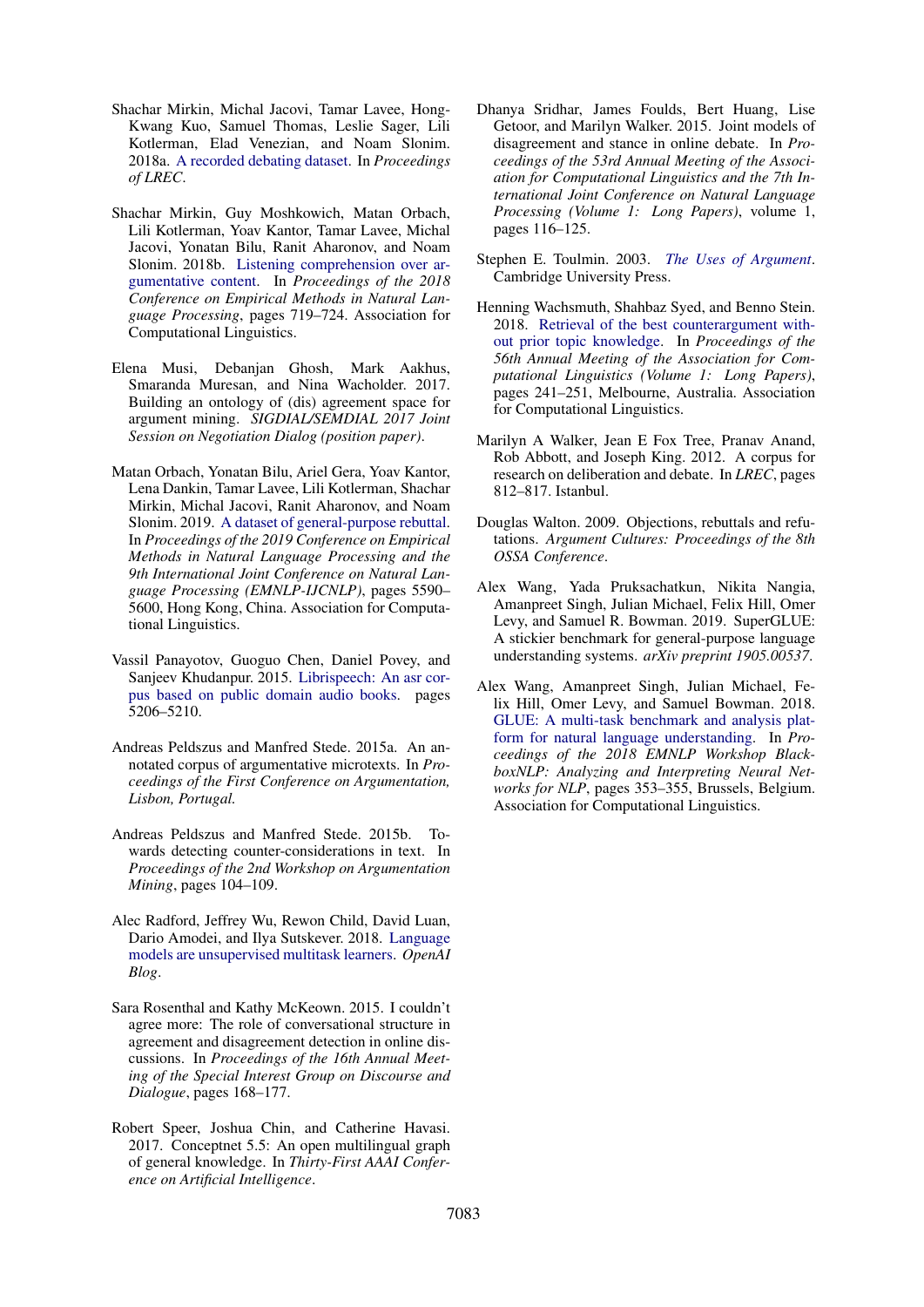Shachar Mirkin, Michal Jacovi, Tamar Lavee, Hong-Kwang Kuo, Samuel Thomas, Leslie Sager, Lili Kotlerman, Elad Venezian, and Noam Slonim. 2018a. A recorded debating dataset. In *Proceedings of LREC*.

Shachar Mirkin, Guy Moshkowich, Matan Orbach, Lili Kotlerman, Yoav Kantor, Tamar Lavee, Michal Jacovi, Yonatan Bilu, Ranit Aharonov, and Noam Slonim. 2018b. Listening comprehension over argumentative content. In *Proceedings of the 2018 Conference on Empirical Methods in Natural Language Processing*, pages 719–724. Association for Computational Linguistics.

Elena Musi, Debanjan Ghosh, Mark Aakhus, Smaranda Muresan, and Nina Wacholder. 2017. Building an ontology of (dis) agreement space for argument mining. *SIGDIAL/SEMDIAL 2017 Joint Session on Negotiation Dialog (position paper)*.

Matan Orbach, Yonatan Bilu, Ariel Gera, Yoav Kantor, Lena Dankin, Tamar Lavee, Lili Kotlerman, Shachar Mirkin, Michal Jacovi, Ranit Aharonov, and Noam Slonim. 2019. A dataset of general-purpose rebuttal. In *Proceedings of the 2019 Conference on Empirical Methods in Natural Language Processing and the 9th International Joint Conference on Natural Language Processing (EMNLP-IJCNLP)*, pages 5590–5600, Hong Kong, China. Association for Computational Linguistics.

Vassil Panayotov, Guoguo Chen, Daniel Povey, and Sanjeev Khudanpur. 2015. Librispeech: An asr corpus based on public domain audio books. pages 5206–5210.

Andreas Peldszus and Manfred Stede. 2015a. An annotated corpus of argumentative microtexts. In *Proceedings of the First Conference on Argumentation, Lisbon, Portugal*.

Andreas Peldszus and Manfred Stede. 2015b. Towards detecting counter-considerations in text. In *Proceedings of the 2nd Workshop on Argumentation Mining*, pages 104–109.

Alec Radford, Jeffrey Wu, Rewon Child, David Luan, Dario Amodei, and Ilya Sutskever. 2018. Language models are unsupervised multitask learners. *OpenAI Blog*.

Sara Rosenthal and Kathy McKeown. 2015. I couldn't agree more: The role of conversational structure in agreement and disagreement detection in online discussions. In *Proceedings of the 16th Annual Meeting of the Special Interest Group on Discourse and Dialogue*, pages 168–177.

Robert Speer, Joshua Chin, and Catherine Havasi. 2017. Conceptnet 5.5: An open multilingual graph of general knowledge. In *Thirty-First AAAI Conference on Artificial Intelligence*.

Dhanya Sridhar, James Foulds, Bert Huang, Lise Getoor, and Marilyn Walker. 2015. Joint models of disagreement and stance in online debate. In *Proceedings of the 53rd Annual Meeting of the Association for Computational Linguistics and the 7th International Joint Conference on Natural Language Processing (Volume 1: Long Papers)*, volume 1, pages 116–125.

Stephen E. Toulmin. 2003. *The Uses of Argument*. Cambridge University Press.

Henning Wachsmuth, Shahbaz Syed, and Benno Stein. 2018. Retrieval of the best counterargument without prior topic knowledge. In *Proceedings of the 56th Annual Meeting of the Association for Computational Linguistics (Volume 1: Long Papers)*, pages 241–251, Melbourne, Australia. Association for Computational Linguistics.

Marilyn A Walker, Jean E Fox Tree, Pranav Anand, Rob Abbott, and Joseph King. 2012. A corpus for research on deliberation and debate. In *LREC*, pages 812–817. Istanbul.

Douglas Walton. 2009. Objections, rebuttals and refutations. *Argument Cultures: Proceedings of the 8th OSSA Conference*.

Alex Wang, Yada Pruksachatkun, Nikita Nangia, Amanpreet Singh, Julian Michael, Felix Hill, Omer Levy, and Samuel R. Bowman. 2019. SuperGLUE: A stickier benchmark for general-purpose language understanding systems. *arXiv preprint 1905.00537*.

Alex Wang, Amanpreet Singh, Julian Michael, Felix Hill, Omer Levy, and Samuel Bowman. 2018. GLUE: A multi-task benchmark and analysis platform for natural language understanding. In *Proceedings of the 2018 EMNLP Workshop BlackboxNLP: Analyzing and Interpreting Neural Networks for NLP*, pages 353–355, Brussels, Belgium. Association for Computational Linguistics.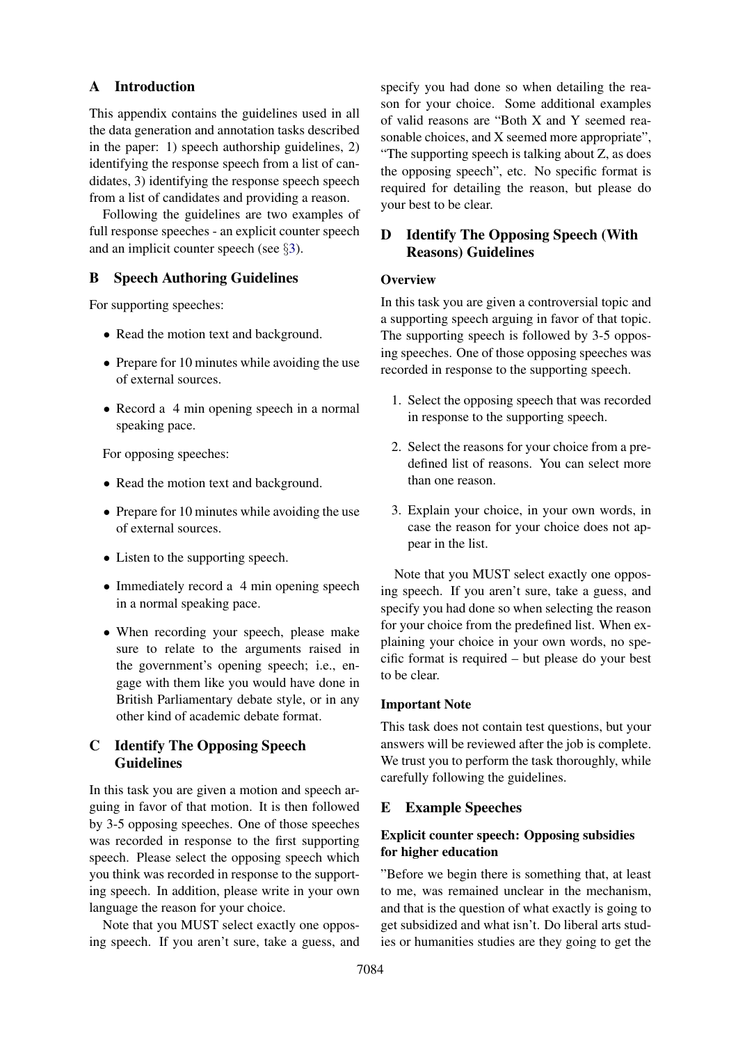## A Introduction

This appendix contains the guidelines used in all the data generation and annotation tasks described in the paper: 1) speech authorship guidelines, 2) identifying the response speech from a list of candidates, 3) identifying the response speech speech from a list of candidates and providing a reason.

Following the guidelines are two examples of full response speeches - an explicit counter speech and an implicit counter speech (see §3).

## B Speech Authoring Guidelines

For supporting speeches:

- Read the motion text and background.
- Prepare for 10 minutes while avoiding the use of external sources.
- Record a 4 min opening speech in a normal speaking pace.

For opposing speeches:

- Read the motion text and background.
- Prepare for 10 minutes while avoiding the use of external sources.
- Listen to the supporting speech.
- Immediately record a 4 min opening speech in a normal speaking pace.
- When recording your speech, please make sure to relate to the arguments raised in the government's opening speech; i.e., engage with them like you would have done in British Parliamentary debate style, or in any other kind of academic debate format.

## C Identify The Opposing Speech Guidelines

In this task you are given a motion and speech arguing in favor of that motion. It is then followed by 3-5 opposing speeches. One of those speeches was recorded in response to the first supporting speech. Please select the opposing speech which you think was recorded in response to the supporting speech. In addition, please write in your own language the reason for your choice.

Note that you MUST select exactly one opposing speech. If you aren't sure, take a guess, and specify you had done so when detailing the reason for your choice. Some additional examples of valid reasons are "Both X and Y seemed reasonable choices, and X seemed more appropriate", "The supporting speech is talking about Z, as does the opposing speech", etc. No specific format is required for detailing the reason, but please do your best to be clear.

## D Identify The Opposing Speech (With Reasons) Guidelines

**Overview**

In this task you are given a controversial topic and a supporting speech arguing in favor of that topic. The supporting speech is followed by 3-5 opposing speeches. One of those opposing speeches was recorded in response to the supporting speech.

1. Select the opposing speech that was recorded in response to the supporting speech.
2. Select the reasons for your choice from a predefined list of reasons. You can select more than one reason.
3. Explain your choice, in your own words, in case the reason for your choice does not appear in the list.

Note that you MUST select exactly one opposing speech. If you aren't sure, take a guess, and specify you had done so when selecting the reason for your choice from the predefined list. When explaining your choice in your own words, no specific format is required – but please do your best to be clear.

**Important Note**

This task does not contain test questions, but your answers will be reviewed after the job is complete. We trust you to perform the task thoroughly, while carefully following the guidelines.

## E Example Speeches

**Explicit counter speech: Opposing subsidies for higher education**

"Before we begin there is something that, at least to me, was remained unclear in the mechanism, and that is the question of what exactly is going to get subsidized and what isn't. Do liberal arts studies or humanities studies are they going to get the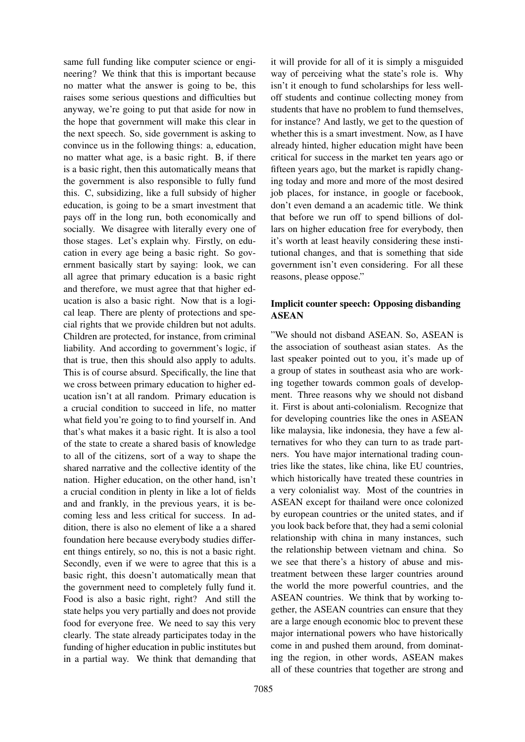same full funding like computer science or engineering? We think that this is important because no matter what the answer is going to be, this raises some serious questions and difficulties but anyway, we're going to put that aside for now in the hope that government will make this clear in the next speech. So, side government is asking to convince us in the following things: a, education, no matter what age, is a basic right. B, if there is a basic right, then this automatically means that the government is also responsible to fully fund this. C, subsidizing, like a full subsidy of higher education, is going to be a smart investment that pays off in the long run, both economically and socially. We disagree with literally every one of those stages. Let's explain why. Firstly, on education in every age being a basic right. So government basically start by saying: look, we can all agree that primary education is a basic right and therefore, we must agree that that higher education is also a basic right. Now that is a logical leap. There are plenty of protections and special rights that we provide children but not adults. Children are protected, for instance, from criminal liability. And according to government's logic, if that is true, then this should also apply to adults. This is of course absurd. Specifically, the line that we cross between primary education to higher education isn't at all random. Primary education is a crucial condition to succeed in life, no matter what field you're going to to find yourself in. And that's what makes it a basic right. It is also a tool of the state to create a shared basis of knowledge to all of the citizens, sort of a way to shape the shared narrative and the collective identity of the nation. Higher education, on the other hand, isn't a crucial condition in plenty in like a lot of fields and and frankly, in the previous years, it is becoming less and less critical for success. In addition, there is also no element of like a a shared foundation here because everybody studies different things entirely, so no, this is not a basic right. Secondly, even if we were to agree that this is a basic right, this doesn't automatically mean that the government need to completely fully fund it. Food is also a basic right, right? And still the state helps you very partially and does not provide food for everyone free. We need to say this very clearly. The state already participates today in the funding of higher education in public institutes but in a partial way. We think that demanding that it will provide for all of it is simply a misguided way of perceiving what the state's role is. Why isn't it enough to fund scholarships for less well-off students and continue collecting money from students that have no problem to fund themselves, for instance? And lastly, we get to the question of whether this is a smart investment. Now, as I have already hinted, higher education might have been critical for success in the market ten years ago or fifteen years ago, but the market is rapidly changing today and more and more of the most desired job places, for instance, in google or facebook, don't even demand a an academic title. We think that before we run off to spend billions of dollars on higher education free for everybody, then it's worth at least heavily considering these institutional changes, and that is something that side government isn't even considering. For all these reasons, please oppose."

### Implicit counter speech: Opposing disbanding ASEAN

"We should not disband ASEAN. So, ASEAN is the association of southeast asian states. As the last speaker pointed out to you, it's made up of a group of states in southeast asia who are working together towards common goals of development. Three reasons why we should not disband it. First is about anti-colonialism. Recognize that for developing countries like the ones in ASEAN like malaysia, like indonesia, they have a few alternatives for who they can turn to as trade partners. You have major international trading countries like the states, like china, like EU countries, which historically have treated these countries in a very colonialist way. Most of the countries in ASEAN except for thailand were once colonized by european countries or the united states, and if you look back before that, they had a semi colonial relationship with china in many instances, such the relationship between vietnam and china. So we see that there's a history of abuse and mistreatment between these larger countries around the world the more powerful countries, and the ASEAN countries. We think that by working together, the ASEAN countries can ensure that they are a large enough economic bloc to prevent these major international powers who have historically come in and pushed them around, from dominating the region, in other words, ASEAN makes all of these countries that together are strong and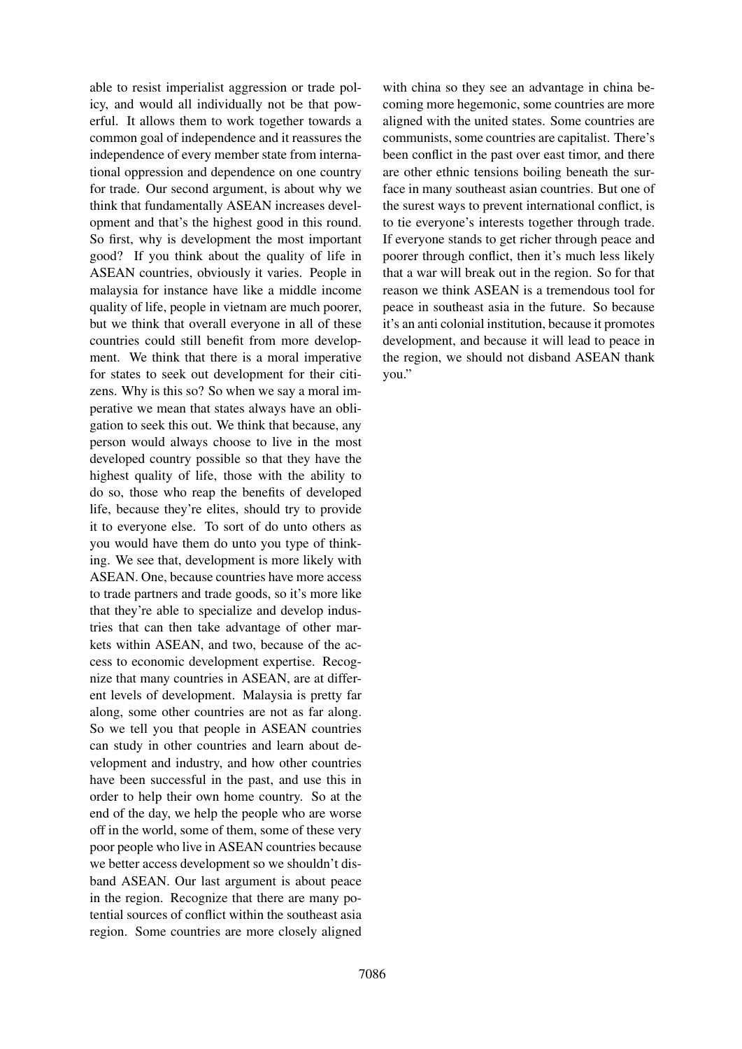able to resist imperialist aggression or trade policy, and would all individually not be that powerful. It allows them to work together towards a common goal of independence and it reassures the independence of every member state from international oppression and dependence on one country for trade. Our second argument, is about why we think that fundamentally ASEAN increases development and that's the highest good in this round. So first, why is development the most important good? If you think about the quality of life in ASEAN countries, obviously it varies. People in malaysia for instance have like a middle income quality of life, people in vietnam are much poorer, but we think that overall everyone in all of these countries could still benefit from more development. We think that there is a moral imperative for states to seek out development for their citizens. Why is this so? So when we say a moral imperative we mean that states always have an obligation to seek this out. We think that because, any person would always choose to live in the most developed country possible so that they have the highest quality of life, those with the ability to do so, those who reap the benefits of developed life, because they're elites, should try to provide it to everyone else. To sort of do unto others as you would have them do unto you type of thinking. We see that, development is more likely with ASEAN. One, because countries have more access to trade partners and trade goods, so it's more like that they're able to specialize and develop industries that can then take advantage of other markets within ASEAN, and two, because of the access to economic development expertise. Recognize that many countries in ASEAN, are at different levels of development. Malaysia is pretty far along, some other countries are not as far along. So we tell you that people in ASEAN countries can study in other countries and learn about development and industry, and how other countries have been successful in the past, and use this in order to help their own home country. So at the end of the day, we help the people who are worse off in the world, some of them, some of these very poor people who live in ASEAN countries because we better access development so we shouldn't disband ASEAN. Our last argument is about peace in the region. Recognize that there are many potential sources of conflict within the southeast asia region. Some countries are more closely aligned with china so they see an advantage in china becoming more hegemonic, some countries are more aligned with the united states. Some countries are communists, some countries are capitalist. There's been conflict in the past over east timor, and there are other ethnic tensions boiling beneath the surface in many southeast asian countries. But one of the surest ways to prevent international conflict, is to tie everyone's interests together through trade. If everyone stands to get richer through peace and poorer through conflict, then it's much less likely that a war will break out in the region. So for that reason we think ASEAN is a tremendous tool for peace in southeast asia in the future. So because it's an anti colonial institution, because it promotes development, and because it will lead to peace in the region, we should not disband ASEAN thank you."